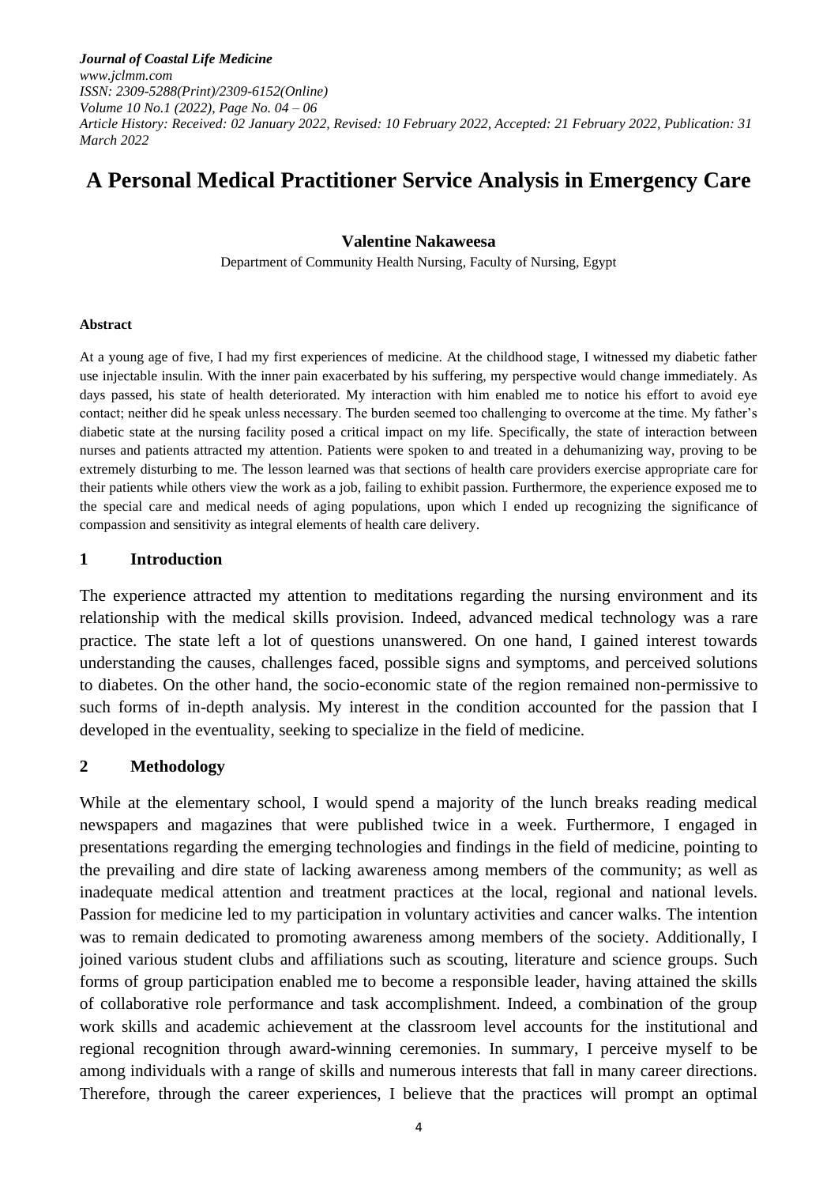# A Personal Medical Practitioner Service Analysis in Emergency Care

**Valentine Nakaweesa**

Department of Community Health Nursing, Faculty of Nursing, Egypt

**Abstract**

At a young age of five, I had my first experiences of medicine. At the childhood stage, I witnessed my diabetic father use injectable insulin. With the inner pain exacerbated by his suffering, my perspective would change immediately. As days passed, his state of health deteriorated. My interaction with him enabled me to notice his effort to avoid eye contact; neither did he speak unless necessary. The burden seemed too challenging to overcome at the time. My father's diabetic state at the nursing facility posed a critical impact on my life. Specifically, the state of interaction between nurses and patients attracted my attention. Patients were spoken to and treated in a dehumanizing way, proving to be extremely disturbing to me. The lesson learned was that sections of health care providers exercise appropriate care for their patients while others view the work as a job, failing to exhibit passion. Furthermore, the experience exposed me to the special care and medical needs of aging populations, upon which I ended up recognizing the significance of compassion and sensitivity as integral elements of health care delivery.

## 1 Introduction

The experience attracted my attention to meditations regarding the nursing environment and its relationship with the medical skills provision. Indeed, advanced medical technology was a rare practice. The state left a lot of questions unanswered. On one hand, I gained interest towards understanding the causes, challenges faced, possible signs and symptoms, and perceived solutions to diabetes. On the other hand, the socio-economic state of the region remained non-permissive to such forms of in-depth analysis. My interest in the condition accounted for the passion that I developed in the eventuality, seeking to specialize in the field of medicine.

## 2 Methodology

While at the elementary school, I would spend a majority of the lunch breaks reading medical newspapers and magazines that were published twice in a week. Furthermore, I engaged in presentations regarding the emerging technologies and findings in the field of medicine, pointing to the prevailing and dire state of lacking awareness among members of the community; as well as inadequate medical attention and treatment practices at the local, regional and national levels. Passion for medicine led to my participation in voluntary activities and cancer walks. The intention was to remain dedicated to promoting awareness among members of the society. Additionally, I joined various student clubs and affiliations such as scouting, literature and science groups. Such forms of group participation enabled me to become a responsible leader, having attained the skills of collaborative role performance and task accomplishment. Indeed, a combination of the group work skills and academic achievement at the classroom level accounts for the institutional and regional recognition through award-winning ceremonies. In summary, I perceive myself to be among individuals with a range of skills and numerous interests that fall in many career directions. Therefore, through the career experiences, I believe that the practices will prompt an optimal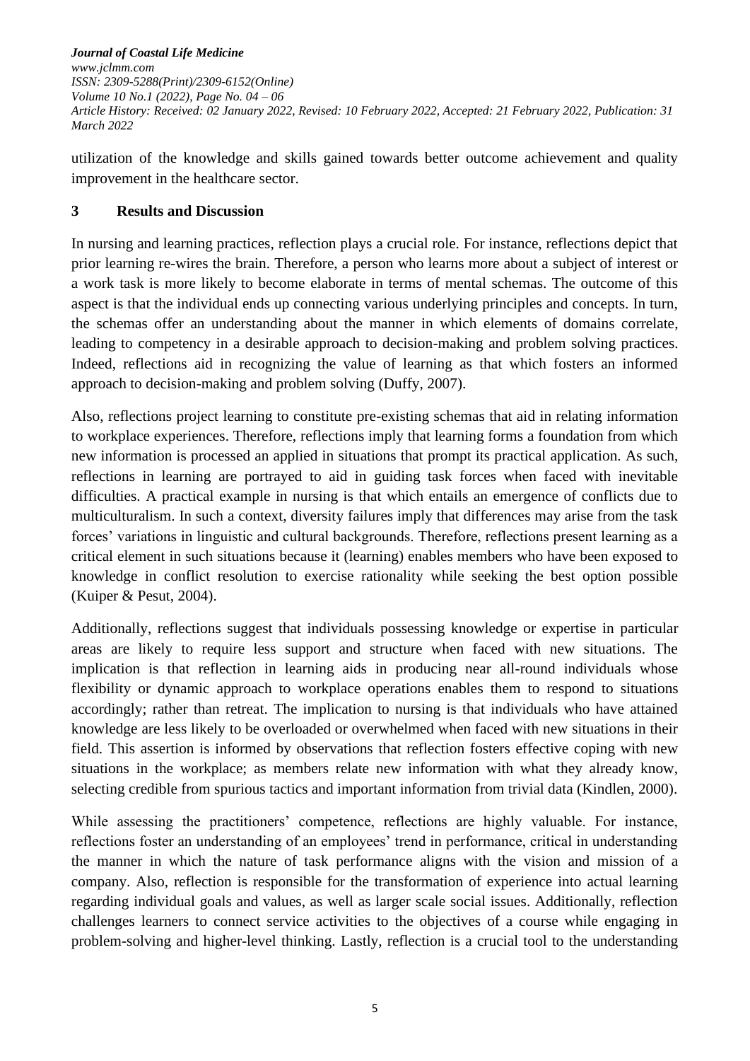utilization of the knowledge and skills gained towards better outcome achievement and quality improvement in the healthcare sector.

## 3 Results and Discussion

In nursing and learning practices, reflection plays a crucial role. For instance, reflections depict that prior learning re-wires the brain. Therefore, a person who learns more about a subject of interest or a work task is more likely to become elaborate in terms of mental schemas. The outcome of this aspect is that the individual ends up connecting various underlying principles and concepts. In turn, the schemas offer an understanding about the manner in which elements of domains correlate, leading to competency in a desirable approach to decision-making and problem solving practices. Indeed, reflections aid in recognizing the value of learning as that which fosters an informed approach to decision-making and problem solving (Duffy, 2007).

Also, reflections project learning to constitute pre-existing schemas that aid in relating information to workplace experiences. Therefore, reflections imply that learning forms a foundation from which new information is processed an applied in situations that prompt its practical application. As such, reflections in learning are portrayed to aid in guiding task forces when faced with inevitable difficulties. A practical example in nursing is that which entails an emergence of conflicts due to multiculturalism. In such a context, diversity failures imply that differences may arise from the task forces' variations in linguistic and cultural backgrounds. Therefore, reflections present learning as a critical element in such situations because it (learning) enables members who have been exposed to knowledge in conflict resolution to exercise rationality while seeking the best option possible (Kuiper & Pesut, 2004).

Additionally, reflections suggest that individuals possessing knowledge or expertise in particular areas are likely to require less support and structure when faced with new situations. The implication is that reflection in learning aids in producing near all-round individuals whose flexibility or dynamic approach to workplace operations enables them to respond to situations accordingly; rather than retreat. The implication to nursing is that individuals who have attained knowledge are less likely to be overloaded or overwhelmed when faced with new situations in their field. This assertion is informed by observations that reflection fosters effective coping with new situations in the workplace; as members relate new information with what they already know, selecting credible from spurious tactics and important information from trivial data (Kindlen, 2000).

While assessing the practitioners' competence, reflections are highly valuable. For instance, reflections foster an understanding of an employees' trend in performance, critical in understanding the manner in which the nature of task performance aligns with the vision and mission of a company. Also, reflection is responsible for the transformation of experience into actual learning regarding individual goals and values, as well as larger scale social issues. Additionally, reflection challenges learners to connect service activities to the objectives of a course while engaging in problem-solving and higher-level thinking. Lastly, reflection is a crucial tool to the understanding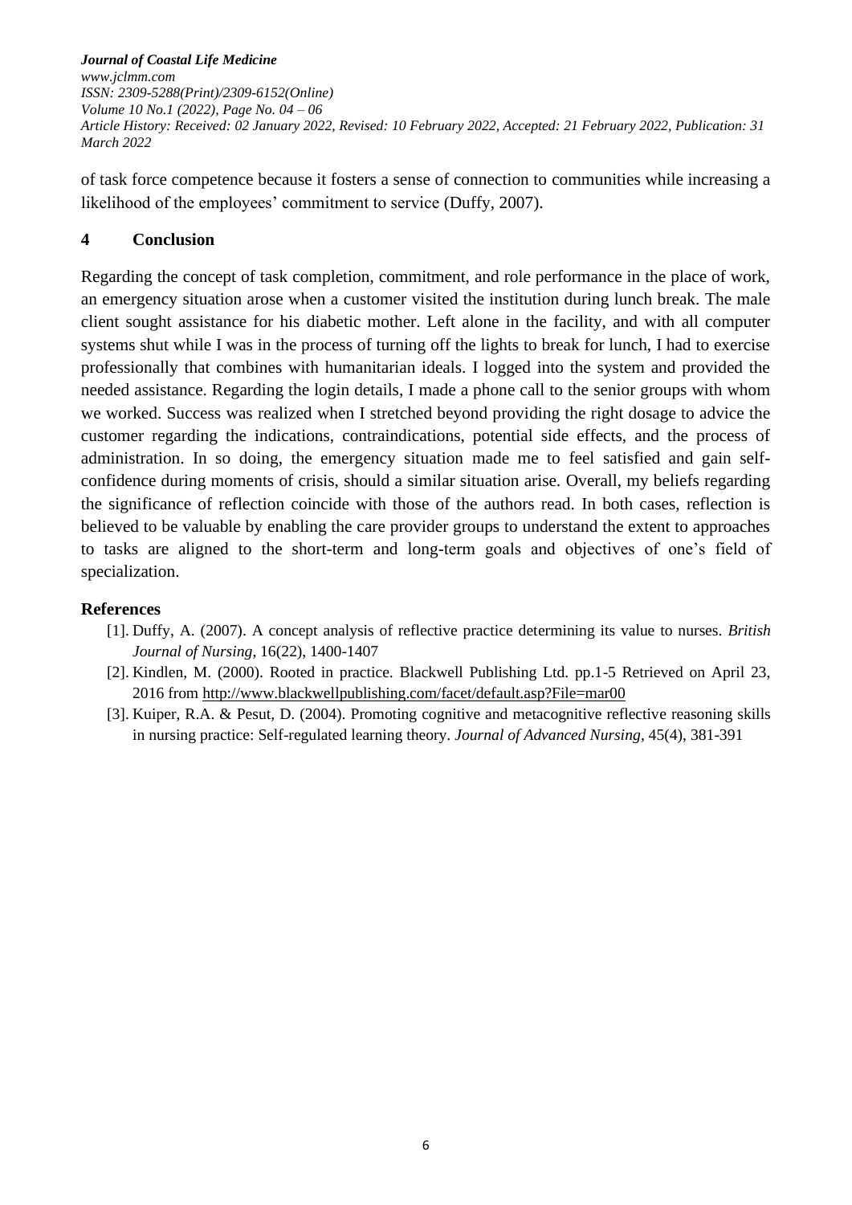of task force competence because it fosters a sense of connection to communities while increasing a likelihood of the employees' commitment to service (Duffy, 2007).

## 4 Conclusion

Regarding the concept of task completion, commitment, and role performance in the place of work, an emergency situation arose when a customer visited the institution during lunch break. The male client sought assistance for his diabetic mother. Left alone in the facility, and with all computer systems shut while I was in the process of turning off the lights to break for lunch, I had to exercise professionally that combines with humanitarian ideals. I logged into the system and provided the needed assistance. Regarding the login details, I made a phone call to the senior groups with whom we worked. Success was realized when I stretched beyond providing the right dosage to advice the customer regarding the indications, contraindications, potential side effects, and the process of administration. In so doing, the emergency situation made me to feel satisfied and gain self-confidence during moments of crisis, should a similar situation arise. Overall, my beliefs regarding the significance of reflection coincide with those of the authors read. In both cases, reflection is believed to be valuable by enabling the care provider groups to understand the extent to approaches to tasks are aligned to the short-term and long-term goals and objectives of one's field of specialization.

## References

[1]. Duffy, A. (2007). A concept analysis of reflective practice determining its value to nurses. *British Journal of Nursing*, 16(22), 1400-1407

[2]. Kindlen, M. (2000). Rooted in practice. Blackwell Publishing Ltd. pp.1-5 Retrieved on April 23, 2016 from http://www.blackwellpublishing.com/facet/default.asp?File=mar00

[3]. Kuiper, R.A. & Pesut, D. (2004). Promoting cognitive and metacognitive reflective reasoning skills in nursing practice: Self-regulated learning theory. *Journal of Advanced Nursing*, 45(4), 381-391